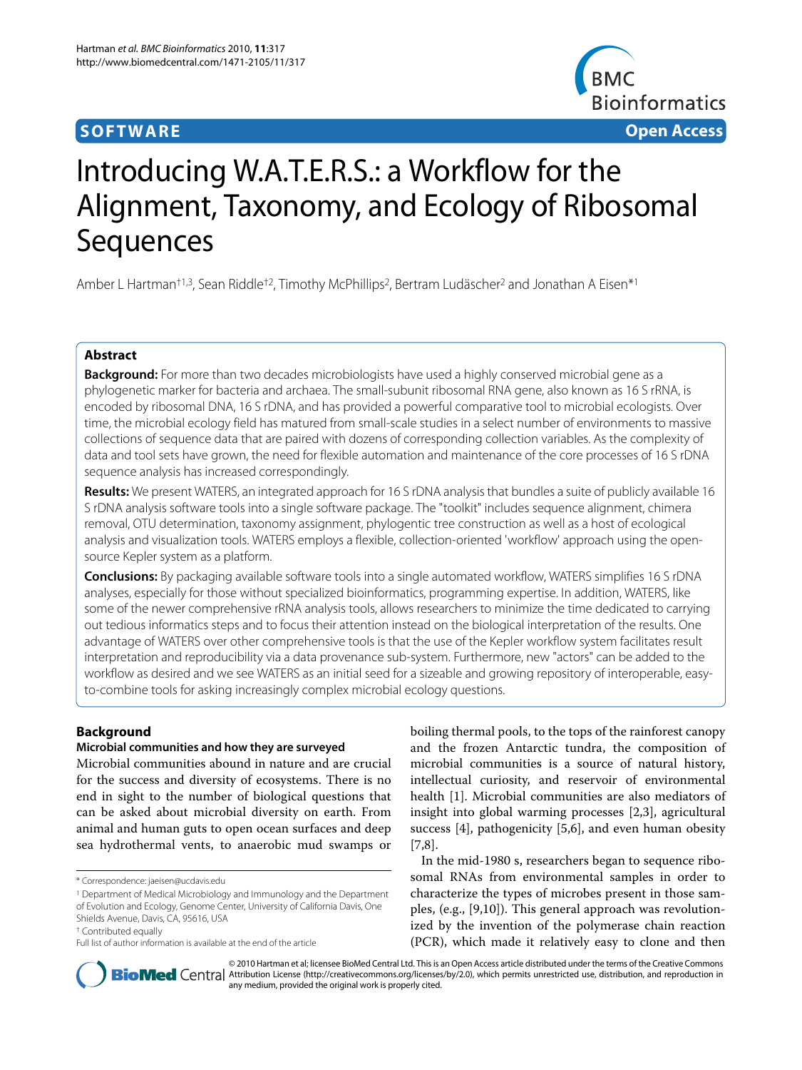**SOFTWARE** **Open Access**

# Introducing W.A.T.E.R.S.: a Workflow for the Alignment, Taxonomy, and Ecology of Ribosomal Sequences

Amber L Hartman[†1,3], Sean Riddle[†2], Timothy McPhillips[2], Bertram Ludäscher[2] and Jonathan A Eisen*[1]

## Abstract

**Background:** For more than two decades microbiologists have used a highly conserved microbial gene as a phylogenetic marker for bacteria and archaea. The small-subunit ribosomal RNA gene, also known as 16 S rRNA, is encoded by ribosomal DNA, 16 S rDNA, and has provided a powerful comparative tool to microbial ecologists. Over time, the microbial ecology field has matured from small-scale studies in a select number of environments to massive collections of sequence data that are paired with dozens of corresponding collection variables. As the complexity of data and tool sets have grown, the need for flexible automation and maintenance of the core processes of 16 S rDNA sequence analysis has increased correspondingly.

**Results:** We present WATERS, an integrated approach for 16 S rDNA analysis that bundles a suite of publicly available 16 S rDNA analysis software tools into a single software package. The "toolkit" includes sequence alignment, chimera removal, OTU determination, taxonomy assignment, phylogentic tree construction as well as a host of ecological analysis and visualization tools. WATERS employs a flexible, collection-oriented 'workflow' approach using the open-source Kepler system as a platform.

**Conclusions:** By packaging available software tools into a single automated workflow, WATERS simplifies 16 S rDNA analyses, especially for those without specialized bioinformatics, programming expertise. In addition, WATERS, like some of the newer comprehensive rRNA analysis tools, allows researchers to minimize the time dedicated to carrying out tedious informatics steps and to focus their attention instead on the biological interpretation of the results. One advantage of WATERS over other comprehensive tools is that the use of the Kepler workflow system facilitates result interpretation and reproducibility via a data provenance sub-system. Furthermore, new "actors" can be added to the workflow as desired and we see WATERS as an initial seed for a sizeable and growing repository of interoperable, easy-to-combine tools for asking increasingly complex microbial ecology questions.

## Background

### Microbial communities and how they are surveyed

Microbial communities abound in nature and are crucial for the success and diversity of ecosystems. There is no end in sight to the number of biological questions that can be asked about microbial diversity on earth. From animal and human guts to open ocean surfaces and deep sea hydrothermal vents, to anaerobic mud swamps or boiling thermal pools, to the tops of the rainforest canopy and the frozen Antarctic tundra, the composition of microbial communities is a source of natural history, intellectual curiosity, and reservoir of environmental health [1]. Microbial communities are also mediators of insight into global warming processes [2,3], agricultural success [4], pathogenicity [5,6], and even human obesity [7,8].

In the mid-1980 s, researchers began to sequence ribosomal RNAs from environmental samples in order to characterize the types of microbes present in those samples, (e.g., [9,10]). This general approach was revolutionized by the invention of the polymerase chain reaction (PCR), which made it relatively easy to clone and then

\* Correspondence: jaeisen@ucdavis.edu

[1] Department of Medical Microbiology and Immunology and the Department of Evolution and Ecology, Genome Center, University of California Davis, One Shields Avenue, Davis, CA, 95616, USA

[†] Contributed equally

Full list of author information is available at the end of the article

© 2010 Hartman et al; licensee BioMed Central Ltd. This is an Open Access article distributed under the terms of the Creative Commons Attribution License (http://creativecommons.org/licenses/by/2.0), which permits unrestricted use, distribution, and reproduction in any medium, provided the original work is properly cited.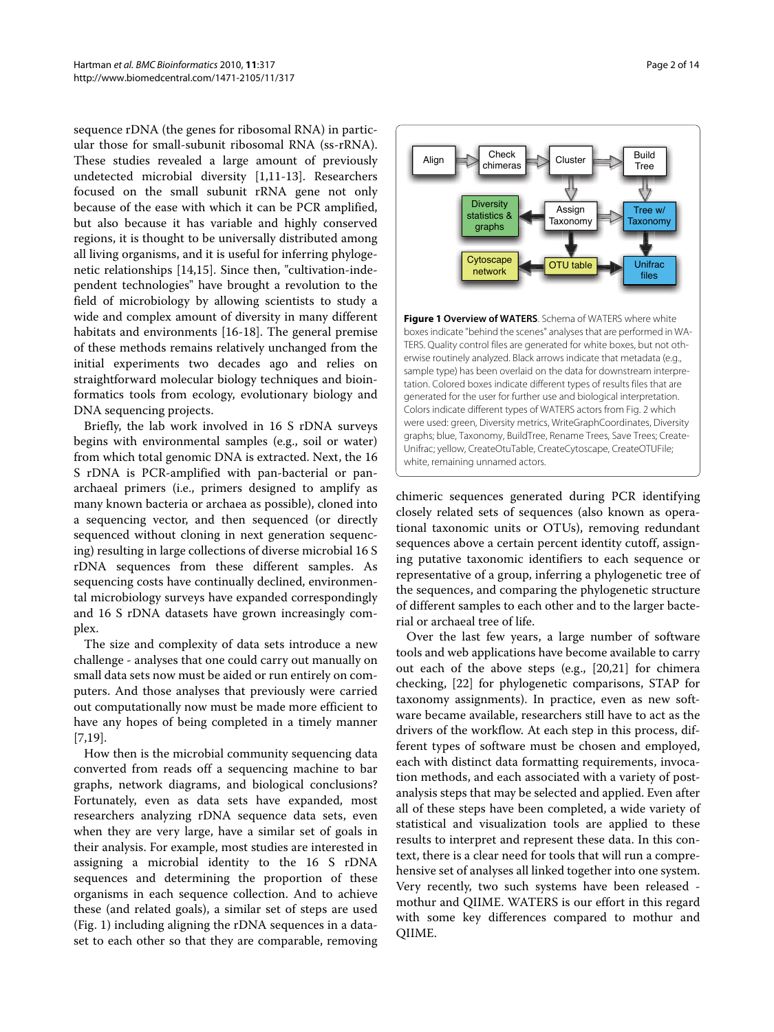sequence rDNA (the genes for ribosomal RNA) in particular those for small-subunit ribosomal RNA (ss-rRNA). These studies revealed a large amount of previously undetected microbial diversity [1,11-13]. Researchers focused on the small subunit rRNA gene not only because of the ease with which it can be PCR amplified, but also because it has variable and highly conserved regions, it is thought to be universally distributed among all living organisms, and it is useful for inferring phylogenetic relationships [14,15]. Since then, "cultivation-independent technologies" have brought a revolution to the field of microbiology by allowing scientists to study a wide and complex amount of diversity in many different habitats and environments [16-18]. The general premise of these methods remains relatively unchanged from the initial experiments two decades ago and relies on straightforward molecular biology techniques and bioinformatics tools from ecology, evolutionary biology and DNA sequencing projects.

Briefly, the lab work involved in 16 S rDNA surveys begins with environmental samples (e.g., soil or water) from which total genomic DNA is extracted. Next, the 16 S rDNA is PCR-amplified with pan-bacterial or pan-archaeal primers (i.e., primers designed to amplify as many known bacteria or archaea as possible), cloned into a sequencing vector, and then sequenced (or directly sequenced without cloning in next generation sequencing) resulting in large collections of diverse microbial 16 S rDNA sequences from these different samples. As sequencing costs have continually declined, environmental microbiology surveys have expanded correspondingly and 16 S rDNA datasets have grown increasingly complex.

The size and complexity of data sets introduce a new challenge - analyses that one could carry out manually on small data sets now must be aided or run entirely on computers. And those analyses that previously were carried out computationally now must be made more efficient to have any hopes of being completed in a timely manner [7,19].

How then is the microbial community sequencing data converted from reads off a sequencing machine to bar graphs, network diagrams, and biological conclusions? Fortunately, even as data sets have expanded, most researchers analyzing rDNA sequence data sets, even when they are very large, have a similar set of goals in their analysis. For example, most studies are interested in assigning a microbial identity to the 16 S rDNA sequences and determining the proportion of these organisms in each sequence collection. And to achieve these (and related goals), a similar set of steps are used (Fig. 1) including aligning the rDNA sequences in a dataset to each other so that they are comparable, removing chimeric sequences generated during PCR identifying closely related sets of sequences (also known as operational taxonomic units or OTUs), removing redundant sequences above a certain percent identity cutoff, assigning putative taxonomic identifiers to each sequence or representative of a group, inferring a phylogenetic tree of the sequences, and comparing the phylogenetic structure of different samples to each other and to the larger bacterial or archaeal tree of life.

**Figure 1 Overview of WATERS**. Schema of WATERS where white boxes indicate "behind the scenes" analyses that are performed in WATERS. Quality control files are generated for white boxes, but not otherwise routinely analyzed. Black arrows indicate that metadata (e.g., sample type) has been overlaid on the data for downstream interpretation. Colored boxes indicate different types of results files that are generated for the user for further use and biological interpretation. Colors indicate different types of WATERS actors from Fig. 2 which were used: green, Diversity metrics, WriteGraphCoordinates, Diversity graphs; blue, Taxonomy, BuildTree, Rename Trees, Save Trees; CreateUnifrac; yellow, CreateOtuTable, CreateCytoscape, CreateOTUFile; white, remaining unnamed actors.

Over the last few years, a large number of software tools and web applications have become available to carry out each of the above steps (e.g., [20,21] for chimera checking, [22] for phylogenetic comparisons, STAP for taxonomy assignments). In practice, even as new software became available, researchers still have to act as the drivers of the workflow. At each step in this process, different types of software must be chosen and employed, each with distinct data formatting requirements, invocation methods, and each associated with a variety of post-analysis steps that may be selected and applied. Even after all of these steps have been completed, a wide variety of statistical and visualization tools are applied to these results to interpret and represent these data. In this context, there is a clear need for tools that will run a comprehensive set of analyses all linked together into one system. Very recently, two such systems have been released - mothur and QIIME. WATERS is our effort in this regard with some key differences compared to mothur and QIIME.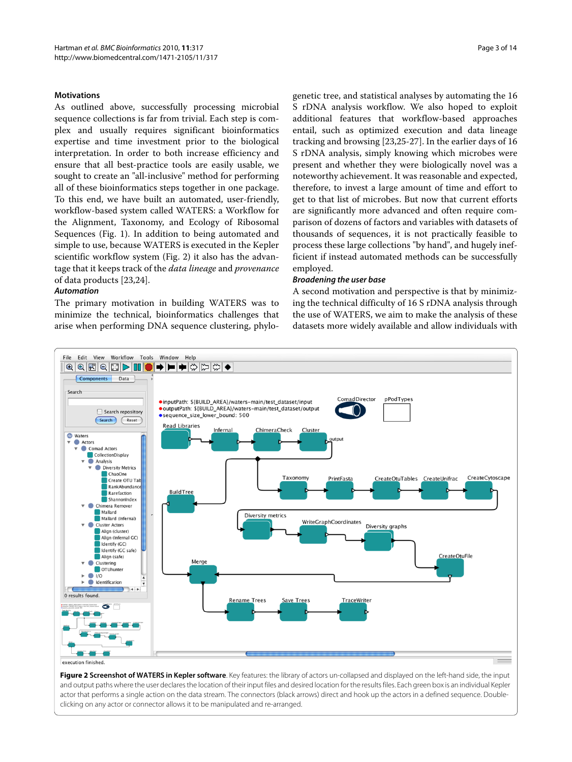### Motivations

As outlined above, successfully processing microbial sequence collections is far from trivial. Each step is complex and usually requires significant bioinformatics expertise and time investment prior to the biological interpretation. In order to both increase efficiency and ensure that all best-practice tools are easily usable, we sought to create an "all-inclusive" method for performing all of these bioinformatics steps together in one package. To this end, we have built an automated, user-friendly, workflow-based system called WATERS: a Workflow for the Alignment, Taxonomy, and Ecology of Ribosomal Sequences (Fig. 1). In addition to being automated and simple to use, because WATERS is executed in the Kepler scientific workflow system (Fig. 2) it also has the advantage that it keeps track of the *data lineage* and *provenance* of data products [23,24].

#### *Automation*

The primary motivation in building WATERS was to minimize the technical, bioinformatics challenges that arise when performing DNA sequence clustering, phylogenetic tree, and statistical analyses by automating the 16 S rDNA analysis workflow. We also hoped to exploit additional features that workflow-based approaches entail, such as optimized execution and data lineage tracking and browsing [23,25-27]. In the earlier days of 16 S rDNA analysis, simply knowing which microbes were present and whether they were biologically novel was a noteworthy achievement. It was reasonable and expected, therefore, to invest a large amount of time and effort to get to that list of microbes. But now that current efforts are significantly more advanced and often require comparison of dozens of factors and variables with datasets of thousands of sequences, it is not practically feasible to process these large collections "by hand", and hugely inefficient if instead automated methods can be successfully employed.

#### *Broadening the user base*

A second motivation and perspective is that by minimizing the technical difficulty of 16 S rDNA analysis through the use of WATERS, we aim to make the analysis of these datasets more widely available and allow individuals with

**Figure 2 Screenshot of WATERS in Kepler software**. Key features: the library of actors un-collapsed and displayed on the left-hand side, the input and output paths where the user declares the location of their input files and desired location for the results files. Each green box is an individual Kepler actor that performs a single action on the data stream. The connectors (black arrows) direct and hook up the actors in a defined sequence. Double-clicking on any actor or connector allows it to be manipulated and re-arranged.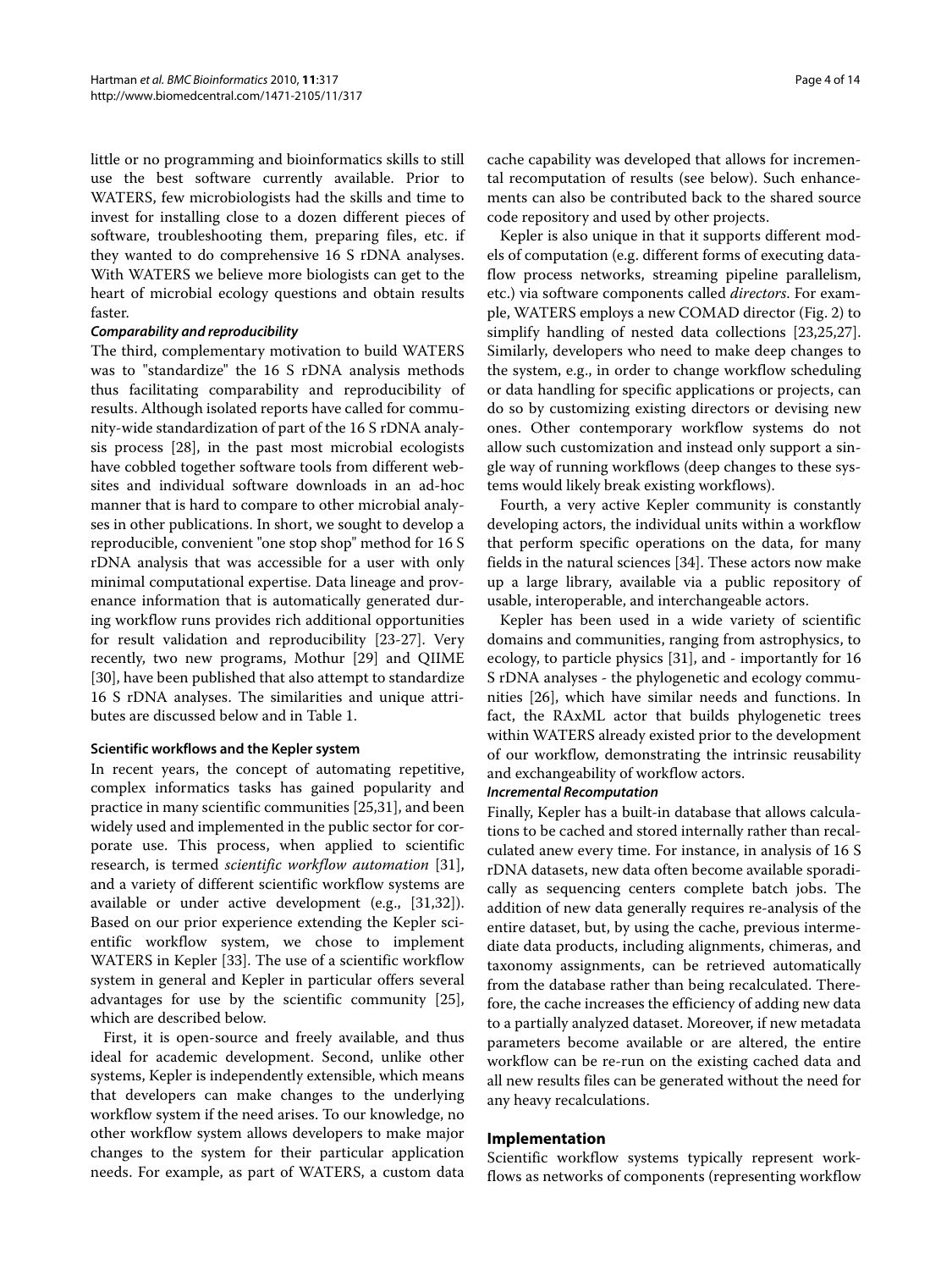little or no programming and bioinformatics skills to still use the best software currently available. Prior to WATERS, few microbiologists had the skills and time to invest for installing close to a dozen different pieces of software, troubleshooting them, preparing files, etc. if they wanted to do comprehensive 16 S rDNA analyses. With WATERS we believe more biologists can get to the heart of microbial ecology questions and obtain results faster.

#### *Comparability and reproducibility*

The third, complementary motivation to build WATERS was to "standardize" the 16 S rDNA analysis methods thus facilitating comparability and reproducibility of results. Although isolated reports have called for community-wide standardization of part of the 16 S rDNA analysis process [28], in the past most microbial ecologists have cobbled together software tools from different websites and individual software downloads in an ad-hoc manner that is hard to compare to other microbial analyses in other publications. In short, we sought to develop a reproducible, convenient "one stop shop" method for 16 S rDNA analysis that was accessible for a user with only minimal computational expertise. Data lineage and provenance information that is automatically generated during workflow runs provides rich additional opportunities for result validation and reproducibility [23-27]. Very recently, two new programs, Mothur [29] and QIIME [30], have been published that also attempt to standardize 16 S rDNA analyses. The similarities and unique attributes are discussed below and in Table 1.

### Scientific workflows and the Kepler system

In recent years, the concept of automating repetitive, complex informatics tasks has gained popularity and practice in many scientific communities [25,31], and been widely used and implemented in the public sector for corporate use. This process, when applied to scientific research, is termed *scientific workflow automation* [31], and a variety of different scientific workflow systems are available or under active development (e.g., [31,32]). Based on our prior experience extending the Kepler scientific workflow system, we chose to implement WATERS in Kepler [33]. The use of a scientific workflow system in general and Kepler in particular offers several advantages for use by the scientific community [25], which are described below.

First, it is open-source and freely available, and thus ideal for academic development. Second, unlike other systems, Kepler is independently extensible, which means that developers can make changes to the underlying workflow system if the need arises. To our knowledge, no other workflow system allows developers to make major changes to the system for their particular application needs. For example, as part of WATERS, a custom data cache capability was developed that allows for incremental recomputation of results (see below). Such enhancements can also be contributed back to the shared source code repository and used by other projects.

Kepler is also unique in that it supports different models of computation (e.g. different forms of executing dataflow process networks, streaming pipeline parallelism, etc.) via software components called *directors*. For example, WATERS employs a new COMAD director (Fig. 2) to simplify handling of nested data collections [23,25,27]. Similarly, developers who need to make deep changes to the system, e.g., in order to change workflow scheduling or data handling for specific applications or projects, can do so by customizing existing directors or devising new ones. Other contemporary workflow systems do not allow such customization and instead only support a single way of running workflows (deep changes to these systems would likely break existing workflows).

Fourth, a very active Kepler community is constantly developing actors, the individual units within a workflow that perform specific operations on the data, for many fields in the natural sciences [34]. These actors now make up a large library, available via a public repository of usable, interoperable, and interchangeable actors.

Kepler has been used in a wide variety of scientific domains and communities, ranging from astrophysics, to ecology, to particle physics [31], and - importantly for 16 S rDNA analyses - the phylogenetic and ecology communities [26], which have similar needs and functions. In fact, the RAxML actor that builds phylogenetic trees within WATERS already existed prior to the development of our workflow, demonstrating the intrinsic reusability and exchangeability of workflow actors.

#### *Incremental Recomputation*

Finally, Kepler has a built-in database that allows calculations to be cached and stored internally rather than recalculated anew every time. For instance, in analysis of 16 S rDNA datasets, new data often become available sporadically as sequencing centers complete batch jobs. The addition of new data generally requires re-analysis of the entire dataset, but, by using the cache, previous intermediate data products, including alignments, chimeras, and taxonomy assignments, can be retrieved automatically from the database rather than being recalculated. Therefore, the cache increases the efficiency of adding new data to a partially analyzed dataset. Moreover, if new metadata parameters become available or are altered, the entire workflow can be re-run on the existing cached data and all new results files can be generated without the need for any heavy recalculations.

## Implementation

Scientific workflow systems typically represent workflows as networks of components (representing workflow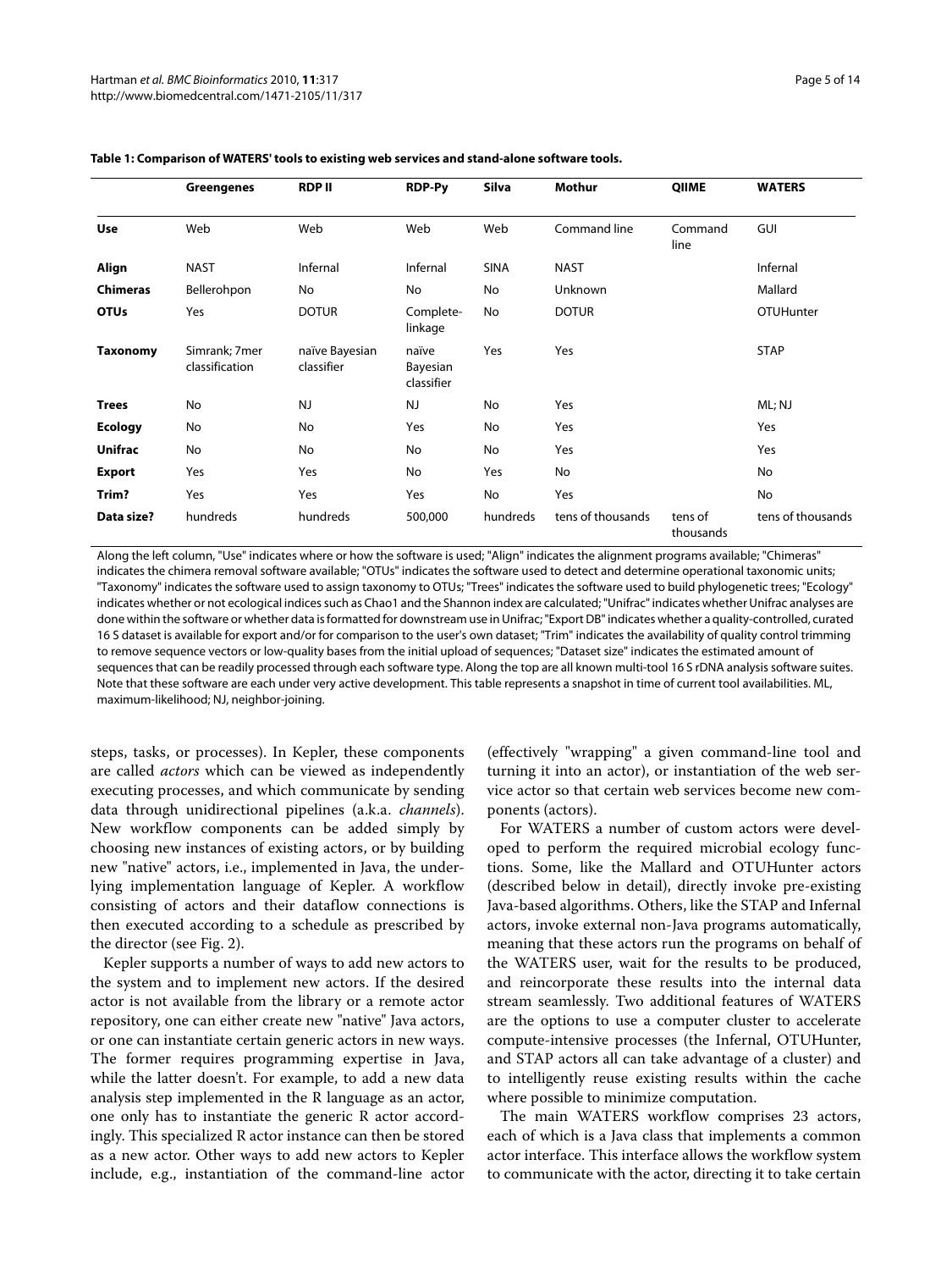**Table 1: Comparison of WATERS' tools to existing web services and stand-alone software tools.**

| | Greengenes | RDP II | RDP-Py | Silva | Mothur | QIIME | WATERS |
|---|---|---|---|---|---|---|---|
| **Use** | Web | Web | Web | Web | Command line | Command line | GUI |
| **Align** | NAST | Infernal | Infernal | SINA | NAST | | Infernal |
| **Chimeras** | Bellerohpon | No | No | No | Unknown | | Mallard |
| **OTUs** | Yes | DOTUR | Complete-linkage | No | DOTUR | | OTUHunter |
| **Taxonomy** | Simrank; 7mer classification | naïve Bayesian classifier | naïve Bayesian classifier | Yes | Yes | | STAP |
| **Trees** | No | NJ | NJ | No | Yes | | ML; NJ |
| **Ecology** | No | No | Yes | No | Yes | | Yes |
| **Unifrac** | No | No | No | No | Yes | | Yes |
| **Export** | Yes | Yes | No | Yes | No | | No |
| **Trim?** | Yes | Yes | Yes | No | Yes | | No |
| **Data size?** | hundreds | hundreds | 500,000 | hundreds | tens of thousands | tens of thousands | tens of thousands |

Along the left column, "Use" indicates where or how the software is used; "Align" indicates the alignment programs available; "Chimeras" indicates the chimera removal software available; "OTUs" indicates the software used to detect and determine operational taxonomic units; "Taxonomy" indicates the software used to assign taxonomy to OTUs; "Trees" indicates the software used to build phylogenetic trees; "Ecology" indicates whether or not ecological indices such as Chao1 and the Shannon index are calculated; "Unifrac" indicates whether Unifrac analyses are done within the software or whether data is formatted for downstream use in Unifrac; "Export DB" indicates whether a quality-controlled, curated 16 S dataset is available for export and/or for comparison to the user's own dataset; "Trim" indicates the availability of quality control trimming to remove sequence vectors or low-quality bases from the initial upload of sequences; "Dataset size" indicates the estimated amount of sequences that can be readily processed through each software type. Along the top are all known multi-tool 16 S rDNA analysis software suites. Note that these software are each under very active development. This table represents a snapshot in time of current tool availabilities. ML, maximum-likelihood; NJ, neighbor-joining.

steps, tasks, or processes). In Kepler, these components are called *actors* which can be viewed as independently executing processes, and which communicate by sending data through unidirectional pipelines (a.k.a. *channels*). New workflow components can be added simply by choosing new instances of existing actors, or by building new "native" actors, i.e., implemented in Java, the underlying implementation language of Kepler. A workflow consisting of actors and their dataflow connections is then executed according to a schedule as prescribed by the director (see Fig. 2).

Kepler supports a number of ways to add new actors to the system and to implement new actors. If the desired actor is not available from the library or a remote actor repository, one can either create new "native" Java actors, or one can instantiate certain generic actors in new ways. The former requires programming expertise in Java, while the latter doesn't. For example, to add a new data analysis step implemented in the R language as an actor, one only has to instantiate the generic R actor accordingly. This specialized R actor instance can then be stored as a new actor. Other ways to add new actors to Kepler include, e.g., instantiation of the command-line actor (effectively "wrapping" a given command-line tool and turning it into an actor), or instantiation of the web service actor so that certain web services become new components (actors).

For WATERS a number of custom actors were developed to perform the required microbial ecology functions. Some, like the Mallard and OTUHunter actors (described below in detail), directly invoke pre-existing Java-based algorithms. Others, like the STAP and Infernal actors, invoke external non-Java programs automatically, meaning that these actors run the programs on behalf of the WATERS user, wait for the results to be produced, and reincorporate these results into the internal data stream seamlessly. Two additional features of WATERS are the options to use a computer cluster to accelerate compute-intensive processes (the Infernal, OTUHunter, and STAP actors all can take advantage of a cluster) and to intelligently reuse existing results within the cache where possible to minimize computation.

The main WATERS workflow comprises 23 actors, each of which is a Java class that implements a common actor interface. This interface allows the workflow system to communicate with the actor, directing it to take certain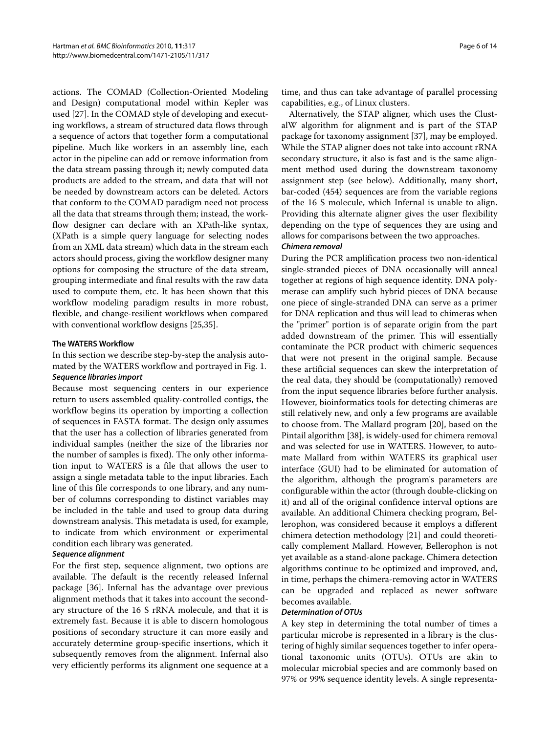actions. The COMAD (Collection-Oriented Modeling and Design) computational model within Kepler was used [27]. In the COMAD style of developing and executing workflows, a stream of structured data flows through a sequence of actors that together form a computational pipeline. Much like workers in an assembly line, each actor in the pipeline can add or remove information from the data stream passing through it; newly computed data products are added to the stream, and data that will not be needed by downstream actors can be deleted. Actors that conform to the COMAD paradigm need not process all the data that streams through them; instead, the workflow designer can declare with an XPath-like syntax, (XPath is a simple query language for selecting nodes from an XML data stream) which data in the stream each actors should process, giving the workflow designer many options for composing the structure of the data stream, grouping intermediate and final results with the raw data used to compute them, etc. It has been shown that this workflow modeling paradigm results in more robust, flexible, and change-resilient workflows when compared with conventional workflow designs [25,35].

### The WATERS Workflow

In this section we describe step-by-step the analysis automated by the WATERS workflow and portrayed in Fig. 1.

#### *Sequence libraries import*

Because most sequencing centers in our experience return to users assembled quality-controlled contigs, the workflow begins its operation by importing a collection of sequences in FASTA format. The design only assumes that the user has a collection of libraries generated from individual samples (neither the size of the libraries nor the number of samples is fixed). The only other information input to WATERS is a file that allows the user to assign a single metadata table to the input libraries. Each line of this file corresponds to one library, and any number of columns corresponding to distinct variables may be included in the table and used to group data during downstream analysis. This metadata is used, for example, to indicate from which environment or experimental condition each library was generated.

#### *Sequence alignment*

For the first step, sequence alignment, two options are available. The default is the recently released Infernal package [36]. Infernal has the advantage over previous alignment methods that it takes into account the secondary structure of the 16 S rRNA molecule, and that it is extremely fast. Because it is able to discern homologous positions of secondary structure it can more easily and accurately determine group-specific insertions, which it subsequently removes from the alignment. Infernal also very efficiently performs its alignment one sequence at a time, and thus can take advantage of parallel processing capabilities, e.g., of Linux clusters.

Alternatively, the STAP aligner, which uses the ClustalW algorithm for alignment and is part of the STAP package for taxonomy assignment [37], may be employed. While the STAP aligner does not take into account rRNA secondary structure, it also is fast and is the same alignment method used during the downstream taxonomy assignment step (see below). Additionally, many short, bar-coded (454) sequences are from the variable regions of the 16 S molecule, which Infernal is unable to align. Providing this alternate aligner gives the user flexibility depending on the type of sequences they are using and allows for comparisons between the two approaches.

#### *Chimera removal*

During the PCR amplification process two non-identical single-stranded pieces of DNA occasionally will anneal together at regions of high sequence identity. DNA polymerase can amplify such hybrid pieces of DNA because one piece of single-stranded DNA can serve as a primer for DNA replication and thus will lead to chimeras when the "primer" portion is of separate origin from the part added downstream of the primer. This will essentially contaminate the PCR product with chimeric sequences that were not present in the original sample. Because these artificial sequences can skew the interpretation of the real data, they should be (computationally) removed from the input sequence libraries before further analysis. However, bioinformatics tools for detecting chimeras are still relatively new, and only a few programs are available to choose from. The Mallard program [20], based on the Pintail algorithm [38], is widely-used for chimera removal and was selected for use in WATERS. However, to automate Mallard from within WATERS its graphical user interface (GUI) had to be eliminated for automation of the algorithm, although the program's parameters are configurable within the actor (through double-clicking on it) and all of the original confidence interval options are available. An additional Chimera checking program, Bellerophon, was considered because it employs a different chimera detection methodology [21] and could theoretically complement Mallard. However, Bellerophon is not yet available as a stand-alone package. Chimera detection algorithms continue to be optimized and improved, and, in time, perhaps the chimera-removing actor in WATERS can be upgraded and replaced as newer software becomes available.

#### *Determination of OTUs*

A key step in determining the total number of times a particular microbe is represented in a library is the clustering of highly similar sequences together to infer operational taxonomic units (OTUs). OTUs are akin to molecular microbial species and are commonly based on 97% or 99% sequence identity levels. A single representa-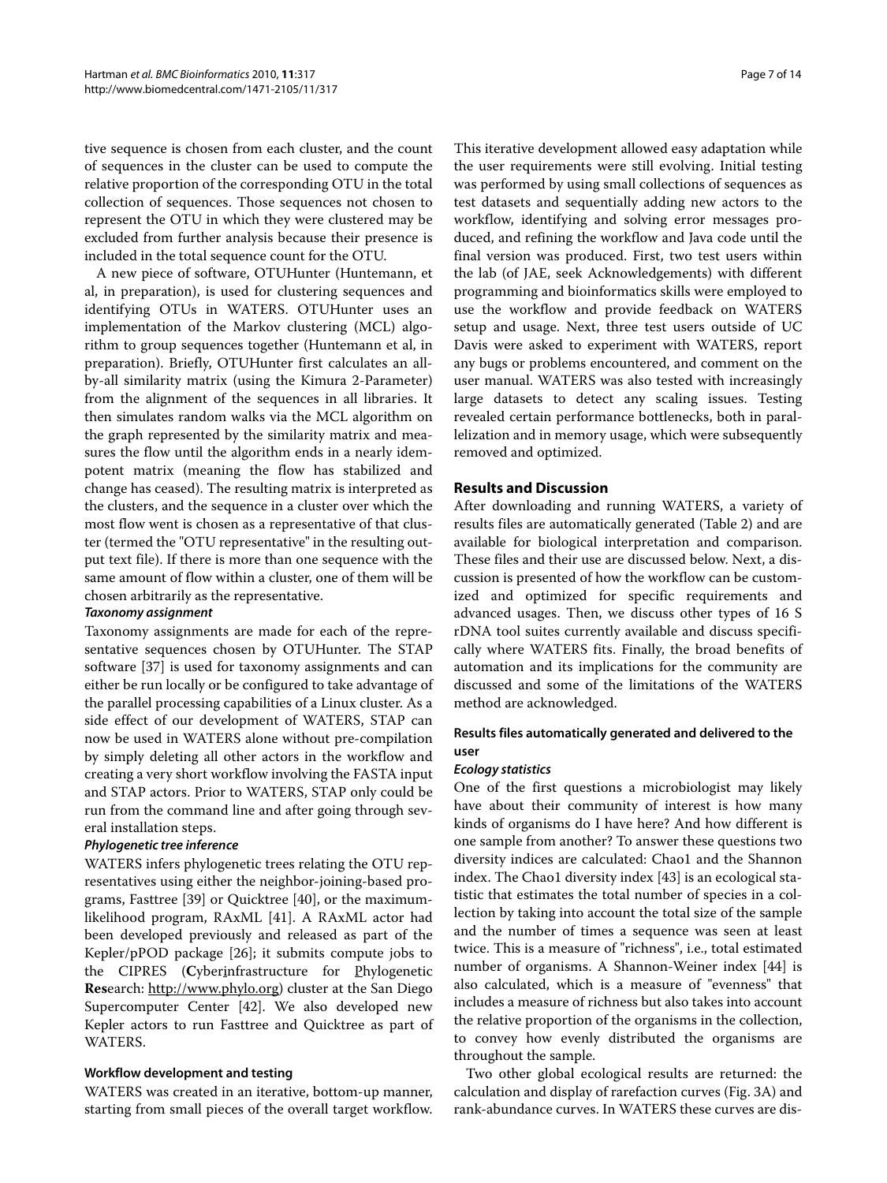tive sequence is chosen from each cluster, and the count of sequences in the cluster can be used to compute the relative proportion of the corresponding OTU in the total collection of sequences. Those sequences not chosen to represent the OTU in which they were clustered may be excluded from further analysis because their presence is included in the total sequence count for the OTU.

A new piece of software, OTUHunter (Huntemann, et al, in preparation), is used for clustering sequences and identifying OTUs in WATERS. OTUHunter uses an implementation of the Markov clustering (MCL) algorithm to group sequences together (Huntemann et al, in preparation). Briefly, OTUHunter first calculates an all-by-all similarity matrix (using the Kimura 2-Parameter) from the alignment of the sequences in all libraries. It then simulates random walks via the MCL algorithm on the graph represented by the similarity matrix and measures the flow until the algorithm ends in a nearly idempotent matrix (meaning the flow has stabilized and change has ceased). The resulting matrix is interpreted as the clusters, and the sequence in a cluster over which the most flow went is chosen as a representative of that cluster (termed the "OTU representative" in the resulting output text file). If there is more than one sequence with the same amount of flow within a cluster, one of them will be chosen arbitrarily as the representative.

#### *Taxonomy assignment*

Taxonomy assignments are made for each of the representative sequences chosen by OTUHunter. The STAP software [37] is used for taxonomy assignments and can either be run locally or be configured to take advantage of the parallel processing capabilities of a Linux cluster. As a side effect of our development of WATERS, STAP can now be used in WATERS alone without pre-compilation by simply deleting all other actors in the workflow and creating a very short workflow involving the FASTA input and STAP actors. Prior to WATERS, STAP only could be run from the command line and after going through several installation steps.

#### *Phylogenetic tree inference*

WATERS infers phylogenetic trees relating the OTU representatives using either the neighbor-joining-based programs, Fasttree [39] or Quicktree [40], or the maximum-likelihood program, RAxML [41]. A RAxML actor had been developed previously and released as part of the Kepler/pPOD package [26]; it submits compute jobs to the CIPRES (**C**yber**i**nfrastructure for **P**hylogenetic **Res**earch: http://www.phylo.org) cluster at the San Diego Supercomputer Center [42]. We also developed new Kepler actors to run Fasttree and Quicktree as part of WATERS.

### Workflow development and testing

WATERS was created in an iterative, bottom-up manner, starting from small pieces of the overall target workflow. This iterative development allowed easy adaptation while the user requirements were still evolving. Initial testing was performed by using small collections of sequences as test datasets and sequentially adding new actors to the workflow, identifying and solving error messages produced, and refining the workflow and Java code until the final version was produced. First, two test users within the lab (of JAE, seek Acknowledgements) with different programming and bioinformatics skills were employed to use the workflow and provide feedback on WATERS setup and usage. Next, three test users outside of UC Davis were asked to experiment with WATERS, report any bugs or problems encountered, and comment on the user manual. WATERS was also tested with increasingly large datasets to detect any scaling issues. Testing revealed certain performance bottlenecks, both in parallelization and in memory usage, which were subsequently removed and optimized.

## Results and Discussion

After downloading and running WATERS, a variety of results files are automatically generated (Table 2) and are available for biological interpretation and comparison. These files and their use are discussed below. Next, a discussion is presented of how the workflow can be customized and optimized for specific requirements and advanced usages. Then, we discuss other types of 16 S rDNA tool suites currently available and discuss specifically where WATERS fits. Finally, the broad benefits of automation and its implications for the community are discussed and some of the limitations of the WATERS method are acknowledged.

### Results files automatically generated and delivered to the user

#### *Ecology statistics*

One of the first questions a microbiologist may likely have about their community of interest is how many kinds of organisms do I have here? And how different is one sample from another? To answer these questions two diversity indices are calculated: Chao1 and the Shannon index. The Chao1 diversity index [43] is an ecological statistic that estimates the total number of species in a collection by taking into account the total size of the sample and the number of times a sequence was seen at least twice. This is a measure of "richness", i.e., total estimated number of organisms. A Shannon-Weiner index [44] is also calculated, which is a measure of "evenness" that includes a measure of richness but also takes into account the relative proportion of the organisms in the collection, to convey how evenly distributed the organisms are throughout the sample.

Two other global ecological results are returned: the calculation and display of rarefaction curves (Fig. 3A) and rank-abundance curves. In WATERS these curves are dis-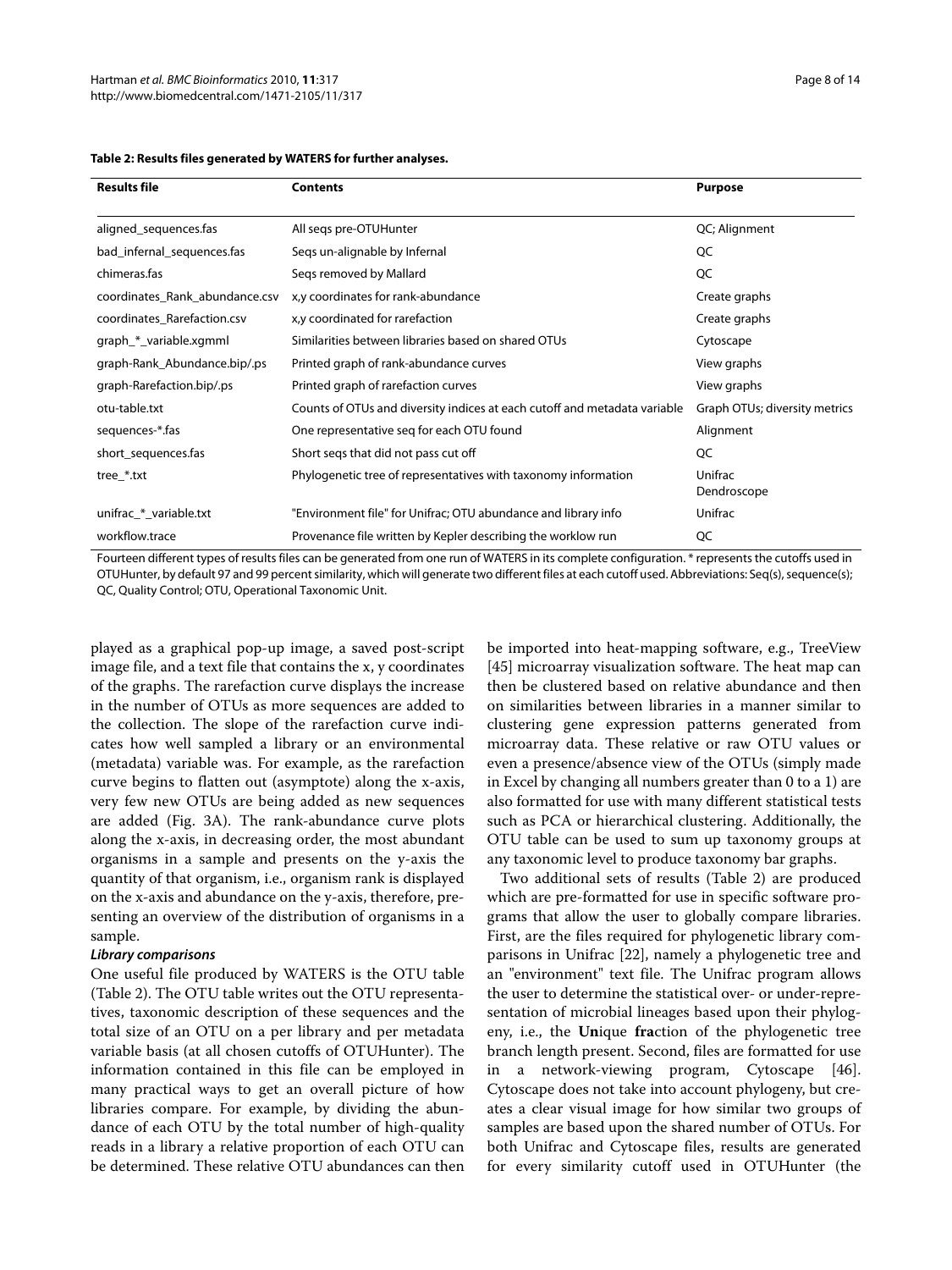**Table 2: Results files generated by WATERS for further analyses.**

| Results file | Contents | Purpose |
| --- | --- | --- |
| aligned_sequences.fas | All seqs pre-OTUHunter | QC; Alignment |
| bad_infernal_sequences.fas | Seqs un-alignable by Infernal | QC |
| chimeras.fas | Seqs removed by Mallard | QC |
| coordinates_Rank_abundance.csv | x,y coordinates for rank-abundance | Create graphs |
| coordinates_Rarefaction.csv | x,y coordinated for rarefaction | Create graphs |
| graph_*_variable.xgmml | Similarities between libraries based on shared OTUs | Cytoscape |
| graph-Rank_Abundance.bip/.ps | Printed graph of rank-abundance curves | View graphs |
| graph-Rarefaction.bip/.ps | Printed graph of rarefaction curves | View graphs |
| otu-table.txt | Counts of OTUs and diversity indices at each cutoff and metadata variable | Graph OTUs; diversity metrics |
| sequences-*.fas | One representative seq for each OTU found | Alignment |
| short_sequences.fas | Short seqs that did not pass cut off | QC |
| tree_*.txt | Phylogenetic tree of representatives with taxonomy information | Unifrac Dendroscope |
| unifrac_*_variable.txt | "Environment file" for Unifrac; OTU abundance and library info | Unifrac |
| workflow.trace | Provenance file written by Kepler describing the worklow run | QC |

Fourteen different types of results files can be generated from one run of WATERS in its complete configuration. * represents the cutoffs used in OTUHunter, by default 97 and 99 percent similarity, which will generate two different files at each cutoff used. Abbreviations: Seq(s), sequence(s); QC, Quality Control; OTU, Operational Taxonomic Unit.

played as a graphical pop-up image, a saved post-script image file, and a text file that contains the x, y coordinates of the graphs. The rarefaction curve displays the increase in the number of OTUs as more sequences are added to the collection. The slope of the rarefaction curve indicates how well sampled a library or an environmental (metadata) variable was. For example, as the rarefaction curve begins to flatten out (asymptote) along the x-axis, very few new OTUs are being added as new sequences are added (Fig. 3A). The rank-abundance curve plots along the x-axis, in decreasing order, the most abundant organisms in a sample and presents on the y-axis the quantity of that organism, i.e., organism rank is displayed on the x-axis and abundance on the y-axis, therefore, presenting an overview of the distribution of organisms in a sample.

#### *Library comparisons*

One useful file produced by WATERS is the OTU table (Table 2). The OTU table writes out the OTU representatives, taxonomic description of these sequences and the total size of an OTU on a per library and per metadata variable basis (at all chosen cutoffs of OTUHunter). The information contained in this file can be employed in many practical ways to get an overall picture of how libraries compare. For example, by dividing the abundance of each OTU by the total number of high-quality reads in a library a relative proportion of each OTU can be determined. These relative OTU abundances can then be imported into heat-mapping software, e.g., TreeView [45] microarray visualization software. The heat map can then be clustered based on relative abundance and then on similarities between libraries in a manner similar to clustering gene expression patterns generated from microarray data. These relative or raw OTU values or even a presence/absence view of the OTUs (simply made in Excel by changing all numbers greater than 0 to a 1) are also formatted for use with many different statistical tests such as PCA or hierarchical clustering. Additionally, the OTU table can be used to sum up taxonomy groups at any taxonomic level to produce taxonomy bar graphs.

Two additional sets of results (Table 2) are produced which are pre-formatted for use in specific software programs that allow the user to globally compare libraries. First, are the files required for phylogenetic library comparisons in Unifrac [22], namely a phylogenetic tree and an "environment" text file. The Unifrac program allows the user to determine the statistical over- or under-representation of microbial lineages based upon their phylogeny, i.e., the **Uni**que **fra**ction of the phylogenetic tree branch length present. Second, files are formatted for use in a network-viewing program, Cytoscape [46]. Cytoscape does not take into account phylogeny, but creates a clear visual image for how similar two groups of samples are based upon the shared number of OTUs. For both Unifrac and Cytoscape files, results are generated for every similarity cutoff used in OTUHunter (the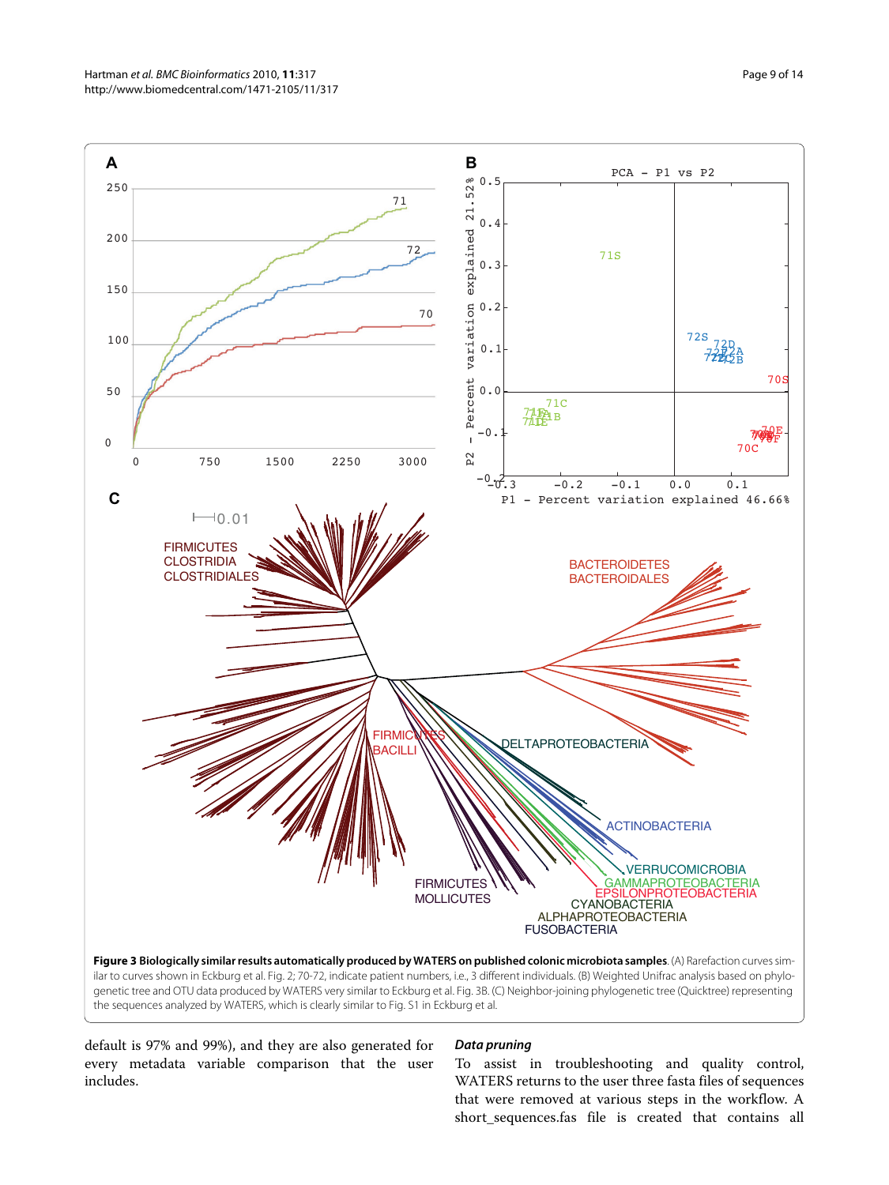**Figure 3 Biologically similar results automatically produced by WATERS on published colonic microbiota samples**. (A) Rarefaction curves similar to curves shown in Eckburg et al. Fig. 2; 70-72, indicate patient numbers, i.e., 3 different individuals. (B) Weighted Unifrac analysis based on phylogenetic tree and OTU data produced by WATERS very similar to Eckburg et al. Fig. 3B. (C) Neighbor-joining phylogenetic tree (Quicktree) representing the sequences analyzed by WATERS, which is clearly similar to Fig. S1 in Eckburg et al.

default is 97% and 99%), and they are also generated for every metadata variable comparison that the user includes.

#### *Data pruning*

To assist in troubleshooting and quality control, WATERS returns to the user three fasta files of sequences that were removed at various steps in the workflow. A short_sequences.fas file is created that contains all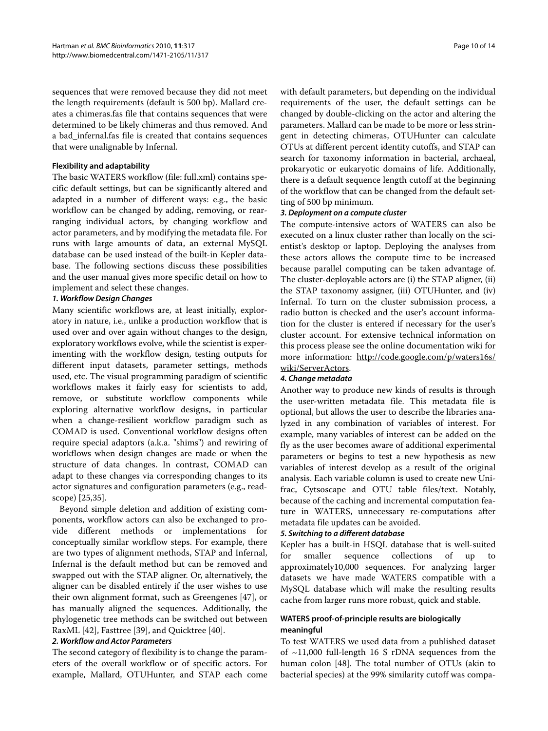sequences that were removed because they did not meet the length requirements (default is 500 bp). Mallard creates a chimeras.fas file that contains sequences that were determined to be likely chimeras and thus removed. And a bad_infernal.fas file is created that contains sequences that were unalignable by Infernal.

#### Flexibility and adaptability

The basic WATERS workflow (file: full.xml) contains specific default settings, but can be significantly altered and adapted in a number of different ways: e.g., the basic workflow can be changed by adding, removing, or rearranging individual actors, by changing workflow and actor parameters, and by modifying the metadata file. For runs with large amounts of data, an external MySQL database can be used instead of the built-in Kepler database. The following sections discuss these possibilities and the user manual gives more specific detail on how to implement and select these changes.

##### *1. Workflow Design Changes*

Many scientific workflows are, at least initially, exploratory in nature, i.e., unlike a production workflow that is used over and over again without changes to the design, exploratory workflows evolve, while the scientist is experimenting with the workflow design, testing outputs for different input datasets, parameter settings, methods used, etc. The visual programming paradigm of scientific workflows makes it fairly easy for scientists to add, remove, or substitute workflow components while exploring alternative workflow designs, in particular when a change-resilient workflow paradigm such as COMAD is used. Conventional workflow designs often require special adaptors (a.k.a. "shims") and rewiring of workflows when design changes are made or when the structure of data changes. In contrast, COMAD can adapt to these changes via corresponding changes to its actor signatures and configuration parameters (e.g., read-scope) [25,35].

Beyond simple deletion and addition of existing components, workflow actors can also be exchanged to provide different methods or implementations for conceptually similar workflow steps. For example, there are two types of alignment methods, STAP and Infernal, Infernal is the default method but can be removed and swapped out with the STAP aligner. Or, alternatively, the aligner can be disabled entirely if the user wishes to use their own alignment format, such as Greengenes [47], or has manually aligned the sequences. Additionally, the phylogenetic tree methods can be switched out between RaxML [42], Fasttree [39], and Quicktree [40].

##### *2. Workflow and Actor Parameters*

The second category of flexibility is to change the parameters of the overall workflow or of specific actors. For example, Mallard, OTUHunter, and STAP each come with default parameters, but depending on the individual requirements of the user, the default settings can be changed by double-clicking on the actor and altering the parameters. Mallard can be made to be more or less stringent in detecting chimeras, OTUHunter can calculate OTUs at different percent identity cutoffs, and STAP can search for taxonomy information in bacterial, archaeal, prokaryotic or eukaryotic domains of life. Additionally, there is a default sequence length cutoff at the beginning of the workflow that can be changed from the default setting of 500 bp minimum.

##### *3. Deployment on a compute cluster*

The compute-intensive actors of WATERS can also be executed on a linux cluster rather than locally on the scientist's desktop or laptop. Deploying the analyses from these actors allows the compute time to be increased because parallel computing can be taken advantage of. The cluster-deployable actors are (i) the STAP aligner, (ii) the STAP taxonomy assigner, (iii) OTUHunter, and (iv) Infernal. To turn on the cluster submission process, a radio button is checked and the user's account information for the cluster is entered if necessary for the user's cluster account. For extensive technical information on this process please see the online documentation wiki for more information: http://code.google.com/p/waters16s/wiki/ServerActors.

##### *4. Change metadata*

Another way to produce new kinds of results is through the user-written metadata file. This metadata file is optional, but allows the user to describe the libraries analyzed in any combination of variables of interest. For example, many variables of interest can be added on the fly as the user becomes aware of additional experimental parameters or begins to test a new hypothesis as new variables of interest develop as a result of the original analysis. Each variable column is used to create new Unifrac, Cytsoscape and OTU table files/text. Notably, because of the caching and incremental computation feature in WATERS, unnecessary re-computations after metadata file updates can be avoided.

##### *5. Switching to a different database*

Kepler has a built-in HSQL database that is well-suited for smaller sequence collections of up to approximately10,000 sequences. For analyzing larger datasets we have made WATERS compatible with a MySQL database which will make the resulting results cache from larger runs more robust, quick and stable.

#### WATERS proof-of-principle results are biologically meaningful

To test WATERS we used data from a published dataset of ~11,000 full-length 16 S rDNA sequences from the human colon [48]. The total number of OTUs (akin to bacterial species) at the 99% similarity cutoff was compa-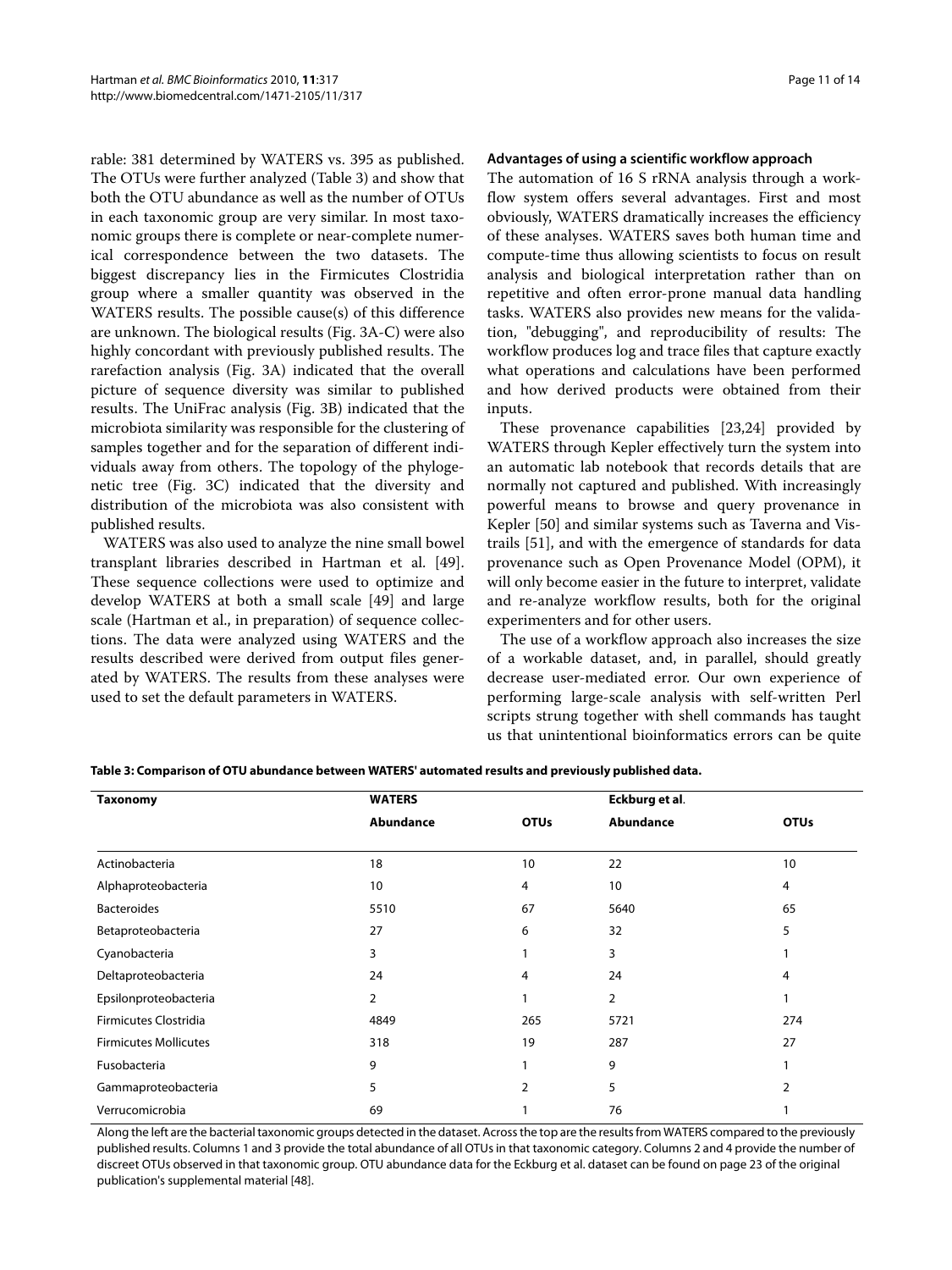rable: 381 determined by WATERS vs. 395 as published. The OTUs were further analyzed (Table 3) and show that both the OTU abundance as well as the number of OTUs in each taxonomic group are very similar. In most taxonomic groups there is complete or near-complete numerical correspondence between the two datasets. The biggest discrepancy lies in the Firmicutes Clostridia group where a smaller quantity was observed in the WATERS results. The possible cause(s) of this difference are unknown. The biological results (Fig. 3A-C) were also highly concordant with previously published results. The rarefaction analysis (Fig. 3A) indicated that the overall picture of sequence diversity was similar to published results. The UniFrac analysis (Fig. 3B) indicated that the microbiota similarity was responsible for the clustering of samples together and for the separation of different individuals away from others. The topology of the phylogenetic tree (Fig. 3C) indicated that the diversity and distribution of the microbiota was also consistent with published results.

WATERS was also used to analyze the nine small bowel transplant libraries described in Hartman et al. [49]. These sequence collections were used to optimize and develop WATERS at both a small scale [49] and large scale (Hartman et al., in preparation) of sequence collections. The data were analyzed using WATERS and the results described were derived from output files generated by WATERS. The results from these analyses were used to set the default parameters in WATERS.

### Advantages of using a scientific workflow approach

The automation of 16 S rRNA analysis through a workflow system offers several advantages. First and most obviously, WATERS dramatically increases the efficiency of these analyses. WATERS saves both human time and compute-time thus allowing scientists to focus on result analysis and biological interpretation rather than on repetitive and often error-prone manual data handling tasks. WATERS also provides new means for the validation, "debugging", and reproducibility of results: The workflow produces log and trace files that capture exactly what operations and calculations have been performed and how derived products were obtained from their inputs.

These provenance capabilities [23,24] provided by WATERS through Kepler effectively turn the system into an automatic lab notebook that records details that are normally not captured and published. With increasingly powerful means to browse and query provenance in Kepler [50] and similar systems such as Taverna and Vistrails [51], and with the emergence of standards for data provenance such as Open Provenance Model (OPM), it will only become easier in the future to interpret, validate and re-analyze workflow results, both for the original experimenters and for other users.

The use of a workflow approach also increases the size of a workable dataset, and, in parallel, should greatly decrease user-mediated error. Our own experience of performing large-scale analysis with self-written Perl scripts strung together with shell commands has taught us that unintentional bioinformatics errors can be quite

**Table 3: Comparison of OTU abundance between WATERS' automated results and previously published data.**

| Taxonomy | WATERS | | Eckburg et al. | |
|---|---|---|---|---|
| | Abundance | OTUs | Abundance | OTUs |
| Actinobacteria | 18 | 10 | 22 | 10 |
| Alphaproteobacteria | 10 | 4 | 10 | 4 |
| Bacteroides | 5510 | 67 | 5640 | 65 |
| Betaproteobacteria | 27 | 6 | 32 | 5 |
| Cyanobacteria | 3 | 1 | 3 | 1 |
| Deltaproteobacteria | 24 | 4 | 24 | 4 |
| Epsilonproteobacteria | 2 | 1 | 2 | 1 |
| Firmicutes Clostridia | 4849 | 265 | 5721 | 274 |
| Firmicutes Mollicutes | 318 | 19 | 287 | 27 |
| Fusobacteria | 9 | 1 | 9 | 1 |
| Gammaproteobacteria | 5 | 2 | 5 | 2 |
| Verrucomicrobia | 69 | 1 | 76 | 1 |

Along the left are the bacterial taxonomic groups detected in the dataset. Across the top are the results from WATERS compared to the previously published results. Columns 1 and 3 provide the total abundance of all OTUs in that taxonomic category. Columns 2 and 4 provide the number of discreet OTUs observed in that taxonomic group. OTU abundance data for the Eckburg et al. dataset can be found on page 23 of the original publication's supplemental material [48].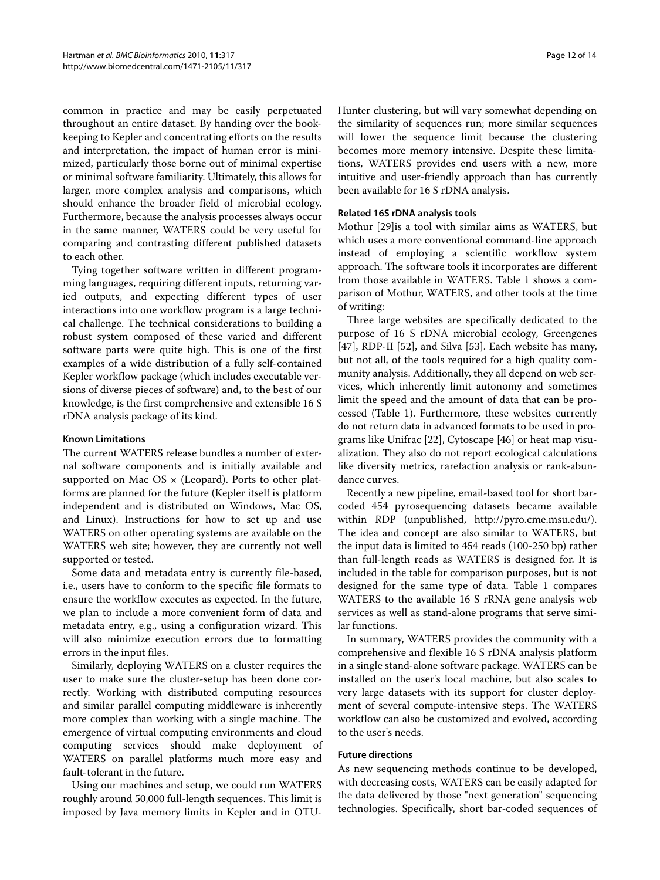common in practice and may be easily perpetuated throughout an entire dataset. By handing over the bookkeeping to Kepler and concentrating efforts on the results and interpretation, the impact of human error is minimized, particularly those borne out of minimal expertise or minimal software familiarity. Ultimately, this allows for larger, more complex analysis and comparisons, which should enhance the broader field of microbial ecology. Furthermore, because the analysis processes always occur in the same manner, WATERS could be very useful for comparing and contrasting different published datasets to each other.

Tying together software written in different programming languages, requiring different inputs, returning varied outputs, and expecting different types of user interactions into one workflow program is a large technical challenge. The technical considerations to building a robust system composed of these varied and different software parts were quite high. This is one of the first examples of a wide distribution of a fully self-contained Kepler workflow package (which includes executable versions of diverse pieces of software) and, to the best of our knowledge, is the first comprehensive and extensible 16 S rDNA analysis package of its kind.

### Known Limitations

The current WATERS release bundles a number of external software components and is initially available and supported on Mac OS × (Leopard). Ports to other platforms are planned for the future (Kepler itself is platform independent and is distributed on Windows, Mac OS, and Linux). Instructions for how to set up and use WATERS on other operating systems are available on the WATERS web site; however, they are currently not well supported or tested.

Some data and metadata entry is currently file-based, i.e., users have to conform to the specific file formats to ensure the workflow executes as expected. In the future, we plan to include a more convenient form of data and metadata entry, e.g., using a configuration wizard. This will also minimize execution errors due to formatting errors in the input files.

Similarly, deploying WATERS on a cluster requires the user to make sure the cluster-setup has been done correctly. Working with distributed computing resources and similar parallel computing middleware is inherently more complex than working with a single machine. The emergence of virtual computing environments and cloud computing services should make deployment of WATERS on parallel platforms much more easy and fault-tolerant in the future.

Using our machines and setup, we could run WATERS roughly around 50,000 full-length sequences. This limit is imposed by Java memory limits in Kepler and in OTU-Hunter clustering, but will vary somewhat depending on the similarity of sequences run; more similar sequences will lower the sequence limit because the clustering becomes more memory intensive. Despite these limitations, WATERS provides end users with a new, more intuitive and user-friendly approach than has currently been available for 16 S rDNA analysis.

### Related 16S rDNA analysis tools

Mothur [29]is a tool with similar aims as WATERS, but which uses a more conventional command-line approach instead of employing a scientific workflow system approach. The software tools it incorporates are different from those available in WATERS. Table 1 shows a comparison of Mothur, WATERS, and other tools at the time of writing:

Three large websites are specifically dedicated to the purpose of 16 S rDNA microbial ecology, Greengenes [47], RDP-II [52], and Silva [53]. Each website has many, but not all, of the tools required for a high quality community analysis. Additionally, they all depend on web services, which inherently limit autonomy and sometimes limit the speed and the amount of data that can be processed (Table 1). Furthermore, these websites currently do not return data in advanced formats to be used in programs like Unifrac [22], Cytoscape [46] or heat map visualization. They also do not report ecological calculations like diversity metrics, rarefaction analysis or rank-abundance curves.

Recently a new pipeline, email-based tool for short barcoded 454 pyrosequencing datasets became available within RDP (unpublished, http://pyro.cme.msu.edu/). The idea and concept are also similar to WATERS, but the input data is limited to 454 reads (100-250 bp) rather than full-length reads as WATERS is designed for. It is included in the table for comparison purposes, but is not designed for the same type of data. Table 1 compares WATERS to the available 16 S rRNA gene analysis web services as well as stand-alone programs that serve similar functions.

In summary, WATERS provides the community with a comprehensive and flexible 16 S rDNA analysis platform in a single stand-alone software package. WATERS can be installed on the user's local machine, but also scales to very large datasets with its support for cluster deployment of several compute-intensive steps. The WATERS workflow can also be customized and evolved, according to the user's needs.

### Future directions

As new sequencing methods continue to be developed, with decreasing costs, WATERS can be easily adapted for the data delivered by those "next generation" sequencing technologies. Specifically, short bar-coded sequences of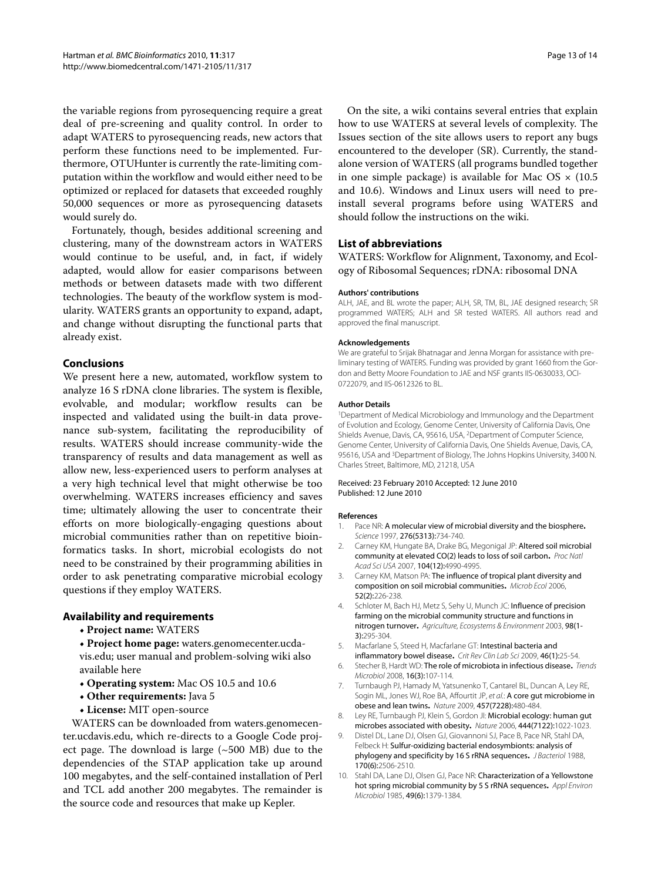the variable regions from pyrosequencing require a great deal of pre-screening and quality control. In order to adapt WATERS to pyrosequencing reads, new actors that perform these functions need to be implemented. Furthermore, OTUHunter is currently the rate-limiting computation within the workflow and would either need to be optimized or replaced for datasets that exceeded roughly 50,000 sequences or more as pyrosequencing datasets would surely do.

Fortunately, though, besides additional screening and clustering, many of the downstream actors in WATERS would continue to be useful, and, in fact, if widely adapted, would allow for easier comparisons between methods or between datasets made with two different technologies. The beauty of the workflow system is modularity. WATERS grants an opportunity to expand, adapt, and change without disrupting the functional parts that already exist.

## Conclusions

We present here a new, automated, workflow system to analyze 16 S rDNA clone libraries. The system is flexible, evolvable, and modular; workflow results can be inspected and validated using the built-in data provenance sub-system, facilitating the reproducibility of results. WATERS should increase community-wide the transparency of results and data management as well as allow new, less-experienced users to perform analyses at a very high technical level that might otherwise be too overwhelming. WATERS increases efficiency and saves time; ultimately allowing the user to concentrate their efforts on more biologically-engaging questions about microbial communities rather than on repetitive bioinformatics tasks. In short, microbial ecologists do not need to be constrained by their programming abilities in order to ask penetrating comparative microbial ecology questions if they employ WATERS.

## Availability and requirements

- **Project name:** WATERS
- **Project home page:** waters.genomecenter.ucdavis.edu; user manual and problem-solving wiki also available here
- **Operating system:** Mac OS 10.5 and 10.6
- **Other requirements:** Java 5
- **License:** MIT open-source

WATERS can be downloaded from waters.genomecenter.ucdavis.edu, which re-directs to a Google Code project page. The download is large (~500 MB) due to the dependencies of the STAP application take up around 100 megabytes, and the self-contained installation of Perl and TCL add another 200 megabytes. The remainder is the source code and resources that make up Kepler.

On the site, a wiki contains several entries that explain how to use WATERS at several levels of complexity. The Issues section of the site allows users to report any bugs encountered to the developer (SR). Currently, the standalone version of WATERS (all programs bundled together in one simple package) is available for Mac OS × (10.5 and 10.6). Windows and Linux users will need to preinstall several programs before using WATERS and should follow the instructions on the wiki.

## List of abbreviations

WATERS: Workflow for Alignment, Taxonomy, and Ecology of Ribosomal Sequences; rDNA: ribosomal DNA

#### Authors' contributions

ALH, JAE, and BL wrote the paper; ALH, SR, TM, BL, JAE designed research; SR programmed WATERS; ALH and SR tested WATERS. All authors read and approved the final manuscript.

#### Acknowledgements

We are grateful to Srijak Bhatnagar and Jenna Morgan for assistance with preliminary testing of WATERS. Funding was provided by grant 1660 from the Gordon and Betty Moore Foundation to JAE and NSF grants IIS-0630033, OCI-0722079, and IIS-0612326 to BL.

#### Author Details

[1]Department of Medical Microbiology and Immunology and the Department of Evolution and Ecology, Genome Center, University of California Davis, One Shields Avenue, Davis, CA, 95616, USA, [2]Department of Computer Science, Genome Center, University of California Davis, One Shields Avenue, Davis, CA, 95616, USA and [3]Department of Biology, The Johns Hopkins University, 3400 N. Charles Street, Baltimore, MD, 21218, USA

Received: 23 February 2010 Accepted: 12 June 2010
Published: 12 June 2010

#### References

1. Pace NR: **A molecular view of microbial diversity and the biosphere.** *Science* 1997, **276(5313)**:734-740.
2. Carney KM, Hungate BA, Drake BG, Megonigal JP: **Altered soil microbial community at elevated CO(2) leads to loss of soil carbon.** *Proc Natl Acad Sci USA* 2007, **104(12)**:4990-4995.
3. Carney KM, Matson PA: **The influence of tropical plant diversity and composition on soil microbial communities.** *Microb Ecol* 2006, **52(2)**:226-238.
4. Schloter M, Bach HJ, Metz S, Sehy U, Munch JC: **Influence of precision farming on the microbial community structure and functions in nitrogen turnover.** *Agriculture, Ecosystems & Environment* 2003, **98(1-3)**:295-304.
5. Macfarlane S, Steed H, Macfarlane GT: **Intestinal bacteria and inflammatory bowel disease.** *Crit Rev Clin Lab Sci* 2009, **46(1)**:25-54.
6. Stecher B, Hardt WD: **The role of microbiota in infectious disease.** *Trends Microbiol* 2008, **16(3)**:107-114.
7. Turnbaugh PJ, Hamady M, Yatsunenko T, Cantarel BL, Duncan A, Ley RE, Sogin ML, Jones WJ, Roe BA, Affourtit JP, *et al.*: **A core gut microbiome in obese and lean twins.** *Nature* 2009, **457(7228)**:480-484.
8. Ley RE, Turnbaugh PJ, Klein S, Gordon JI: **Microbial ecology: human gut microbes associated with obesity.** *Nature* 2006, **444(7122)**:1022-1023.
9. Distel DL, Lane DJ, Olsen GJ, Giovannoni SJ, Pace B, Pace NR, Stahl DA, Felbeck H: **Sulfur-oxidizing bacterial endosymbionts: analysis of phylogeny and specificity by 16 S rRNA sequences.** *J Bacteriol* 1988, **170(6)**:2506-2510.
10. Stahl DA, Lane DJ, Olsen GJ, Pace NR: **Characterization of a Yellowstone hot spring microbial community by 5 S rRNA sequences.** *Appl Environ Microbiol* 1985, **49(6)**:1379-1384.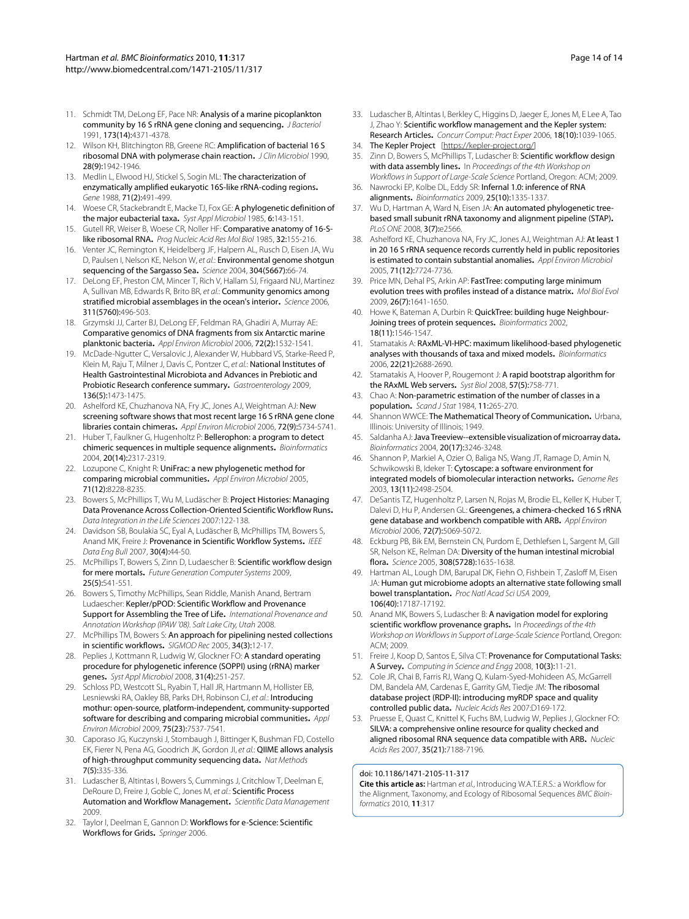11. Schmidt TM, DeLong EF, Pace NR: **Analysis of a marine picoplankton community by 16 S rRNA gene cloning and sequencing.** *J Bacteriol* 1991, **173(14)**:4371-4378.
12. Wilson KH, Blitchington RB, Greene RC: **Amplification of bacterial 16 S ribosomal DNA with polymerase chain reaction.** *J Clin Microbiol* 1990, **28(9)**:1942-1946.
13. Medlin L, Elwood HJ, Stickel S, Sogin ML: **The characterization of enzymatically amplified eukaryotic 16S-like rRNA-coding regions.** *Gene* 1988, **71(2)**:491-499.
14. Woese CR, Stackebrandt E, Macke TJ, Fox GE: **A phylogenetic definition of the major eubacterial taxa.** *Syst Appl Microbiol* 1985, **6**:143-151.
15. Gutell RR, Weiser B, Woese CR, Noller HF: **Comparative anatomy of 16-S-like ribosomal RNA.** *Prog Nucleic Acid Res Mol Biol* 1985, **32**:155-216.
16. Venter JC, Remington K, Heidelberg JF, Halpern AL, Rusch D, Eisen JA, Wu D, Paulsen I, Nelson KE, Nelson W, *et al.*: **Environmental genome shotgun sequencing of the Sargasso Sea.** *Science* 2004, **304(5667)**:66-74.
17. DeLong EF, Preston CM, Mincer T, Rich V, Hallam SJ, Frigaard NU, Martinez A, Sullivan MB, Edwards R, Brito BR, *et al.*: **Community genomics among stratified microbial assemblages in the ocean's interior.** *Science* 2006, **311(5760)**:496-503.
18. Grzymski JJ, Carter BJ, DeLong EF, Feldman RA, Ghadiri A, Murray AE: **Comparative genomics of DNA fragments from six Antarctic marine planktonic bacteria.** *Appl Environ Microbiol* 2006, **72(2)**:1532-1541.
19. McDade-Ngutter C, Versalovic J, Alexander W, Hubbard VS, Starke-Reed P, Klein M, Raju T, Milner J, Davis C, Pontzer C, *et al.*: **National Institutes of Health Gastrointestinal Microbiota and Advances in Prebiotic and Probiotic Research conference summary.** *Gastroenterology* 2009, **136(5)**:1473-1475.
20. Ashelford KE, Chuzhanova NA, Fry JC, Jones AJ, Weightman AJ: **New screening software shows that most recent large 16 S rRNA gene clone libraries contain chimeras.** *Appl Environ Microbiol* 2006, **72(9)**:5734-5741.
21. Huber T, Faulkner G, Hugenholtz P: **Bellerophon: a program to detect chimeric sequences in multiple sequence alignments.** *Bioinformatics* 2004, **20(14)**:2317-2319.
22. Lozupone C, Knight R: **UniFrac: a new phylogenetic method for comparing microbial communities.** *Appl Environ Microbiol* 2005, **71(12)**:8228-8235.
23. Bowers S, McPhillips T, Wu M, Ludäscher B: **Project Histories: Managing Data Provenance Across Collection-Oriented Scientific Workflow Runs.** *Data Integration in the Life Sciences* 2007:122-138.
24. Davidson SB, Boulakia SC, Eyal A, Ludäscher B, McPhillips TM, Bowers S, Anand MK, Freire J: **Provenance in Scientific Workflow Systems.** *IEEE Data Eng Bull* 2007, **30(4)**:44-50.
25. McPhillips T, Bowers S, Zinn D, Ludaescher B: **Scientific workflow design for mere mortals.** *Future Generation Computer Systems* 2009, **25(5)**:541-551.
26. Bowers S, Timothy McPhillips, Sean Riddle, Manish Anand, Bertram Ludaescher: **Kepler/pPOD: Scientific Workflow and Provenance Support for Assembling the Tree of Life.** *International Provenance and Annotation Workshop (IPAW '08). Salt Lake City, Utah* 2008.
27. McPhillips TM, Bowers S: **An approach for pipelining nested collections in scientific workflows.** *SIGMOD Rec* 2005, **34(3)**:12-17.
28. Peplies J, Kottmann R, Ludwig W, Glockner FO: **A standard operating procedure for phylogenetic inference (SOPPI) using (rRNA) marker genes.** *Syst Appl Microbiol* 2008, **31(4)**:251-257.
29. Schloss PD, Westcott SL, Ryabin T, Hall JR, Hartmann M, Hollister EB, Lesniewski RA, Oakley BB, Parks DH, Robinson CJ, *et al.*: **Introducing mothur: open-source, platform-independent, community-supported software for describing and comparing microbial communities.** *Appl Environ Microbiol* 2009, **75(23)**:7537-7541.
30. Caporaso JG, Kuczynski J, Stombaugh J, Bittinger K, Bushman FD, Costello EK, Fierer N, Pena AG, Goodrich JK, Gordon JI, *et al.*: **QIIME allows analysis of high-throughput community sequencing data.** *Nat Methods* **7(5)**:335-336.
31. Ludascher B, Altintas I, Bowers S, Cummings J, Critchlow T, Deelman E, DeRoure D, Freire J, Goble C, Jones M, *et al.*: **Scientific Process Automation and Workflow Management.** *Scientific Data Management* 2009.
32. Taylor I, Deelman E, Gannon D: **Workflows for e-Science: Scientific Workflows for Grids.** *Springer* 2006.
33. Ludascher B, Altintas I, Berkley C, Higgins D, Jaeger E, Jones M, E Lee A, Tao J, Zhao Y: **Scientific workflow management and the Kepler system: Research Articles.** *Concurr Comput: Pract Exper* 2006, **18(10)**:1039-1065.
34. **The Kepler Project** [https://kepler-project.org/]
35. Zinn D, Bowers S, McPhillips T, Ludascher B: **Scientific workflow design with data assembly lines.** In *Proceedings of the 4th Workshop on Workflows in Support of Large-Scale Science* Portland, Oregon: ACM; 2009.
36. Nawrocki EP, Kolbe DL, Eddy SR: **Infernal 1.0: inference of RNA alignments.** *Bioinformatics* 2009, **25(10)**:1335-1337.
37. Wu D, Hartman A, Ward N, Eisen JA: **An automated phylogenetic tree-based small subunit rRNA taxonomy and alignment pipeline (STAP).** *PLoS ONE* 2008, **3(7)**:e2566.
38. Ashelford KE, Chuzhanova NA, Fry JC, Jones AJ, Weightman AJ: **At least 1 in 20 16 S rRNA sequence records currently held in public repositories is estimated to contain substantial anomalies.** *Appl Environ Microbiol* 2005, **71(12)**:7724-7736.
39. Price MN, Dehal PS, Arkin AP: **FastTree: computing large minimum evolution trees with profiles instead of a distance matrix.** *Mol Biol Evol* 2009, **26(7)**:1641-1650.
40. Howe K, Bateman A, Durbin R: **QuickTree: building huge Neighbour-Joining trees of protein sequences.** *Bioinformatics* 2002, **18(11)**:1546-1547.
41. Stamatakis A: **RAxML-VI-HPC: maximum likelihood-based phylogenetic analyses with thousands of taxa and mixed models.** *Bioinformatics* 2006, **22(21)**:2688-2690.
42. Stamatakis A, Hoover P, Rougemont J: **A rapid bootstrap algorithm for the RAxML Web servers.** *Syst Biol* 2008, **57(5)**:758-771.
43. Chao A: **Non-parametric estimation of the number of classes in a population.** *Scand J Stat* 1984, **11**:265-270.
44. Shannon WWCE: **The Mathematical Theory of Communication.** Urbana, Illinois: University of Illinois; 1949.
45. Saldanha AJ: **Java Treeview--extensible visualization of microarray data.** *Bioinformatics* 2004, **20(17)**:3246-3248.
46. Shannon P, Markiel A, Ozier O, Baliga NS, Wang JT, Ramage D, Amin N, Schwikowski B, Ideker T: **Cytoscape: a software environment for integrated models of biomolecular interaction networks.** *Genome Res* 2003, **13(11)**:2498-2504.
47. DeSantis TZ, Hugenholtz P, Larsen N, Rojas M, Brodie EL, Keller K, Huber T, Dalevi D, Hu P, Andersen GL: **Greengenes, a chimera-checked 16 S rRNA gene database and workbench compatible with ARB.** *Appl Environ Microbiol* 2006, **72(7)**:5069-5072.
48. Eckburg PB, Bik EM, Bernstein CN, Purdom E, Dethlefsen L, Sargent M, Gill SR, Nelson KE, Relman DA: **Diversity of the human intestinal microbial flora.** *Science* 2005, **308(5728)**:1635-1638.
49. Hartman AL, Lough DM, Barupal DK, Fiehn O, Fishbein T, Zasloff M, Eisen JA: **Human gut microbiome adopts an alternative state following small bowel transplantation.** *Proc Natl Acad Sci USA* 2009, **106(40)**:17187-17192.
50. Anand MK, Bowers S, Ludascher B: **A navigation model for exploring scientific workflow provenance graphs.** In *Proceedings of the 4th Workshop on Workflows in Support of Large-Scale Science* Portland, Oregon: ACM; 2009.
51. Freire J, Koop D, Santos E, Silva CT: **Provenance for Computational Tasks: A Survey.** *Computing in Science and Engg* 2008, **10(3)**:11-21.
52. Cole JR, Chai B, Farris RJ, Wang Q, Kulam-Syed-Mohideen AS, McGarrell DM, Bandela AM, Cardenas E, Garrity GM, Tiedje JM: **The ribosomal database project (RDP-II): introducing myRDP space and quality controlled public data.** *Nucleic Acids Res* 2007:D169-172.
53. Pruesse E, Quast C, Knittel K, Fuchs BM, Ludwig W, Peplies J, Glockner FO: **SILVA: a comprehensive online resource for quality checked and aligned ribosomal RNA sequence data compatible with ARB.** *Nucleic Acids Res* 2007, **35(21)**:7188-7196.

doi: 10.1186/1471-2105-11-317

**Cite this article as:** Hartman *et al.*, Introducing W.A.T.E.R.S.: a Workflow for the Alignment, Taxonomy, and Ecology of Ribosomal Sequences *BMC Bioinformatics* 2010, **11**:317